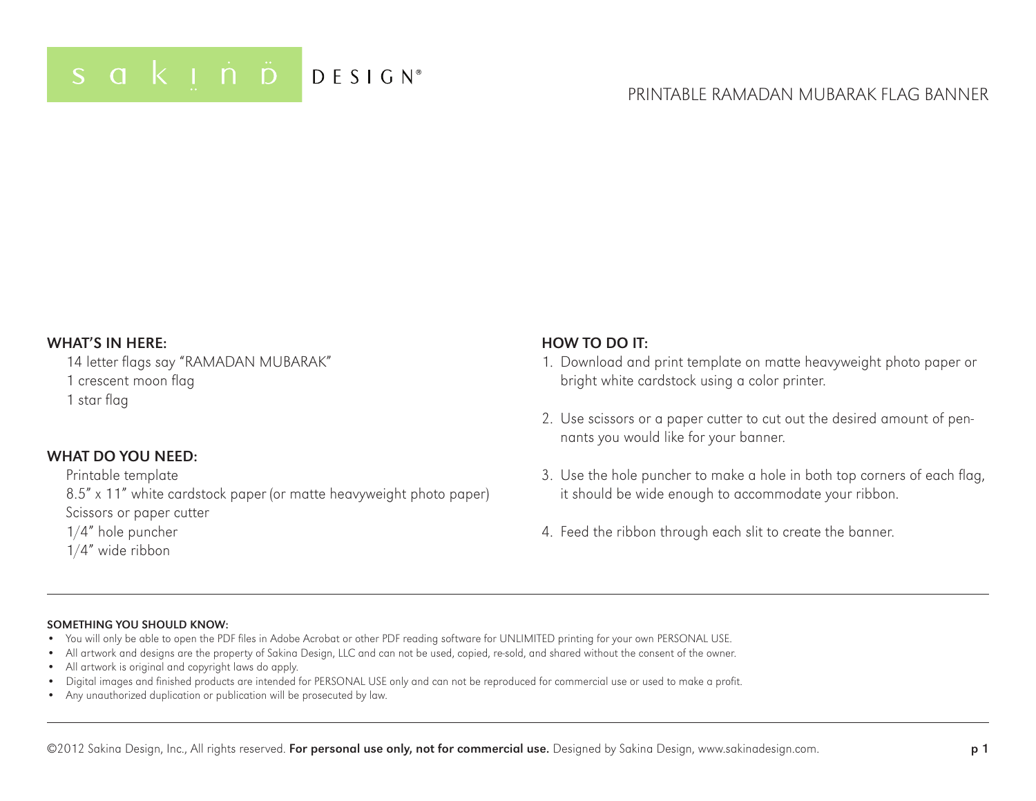sakinä DESIGN®

# PRINTABLE RAMADAN MUBARAK FLAG BANNER

## WHAT'S IN HERE:

14 letter flags say "RAMADAN MUBARAK"
1 crescent moon flag
1 star flag

## WHAT DO YOU NEED:

Printable template
8.5" x 11" white cardstock paper (or matte heavyweight photo paper)
Scissors or paper cutter
1/4" hole puncher
1/4" wide ribbon

## HOW TO DO IT:

1. Download and print template on matte heavyweight photo paper or bright white cardstock using a color printer.
2. Use scissors or a paper cutter to cut out the desired amount of pennants you would like for your banner.
3. Use the hole puncher to make a hole in both top corners of each flag, it should be wide enough to accommodate your ribbon.
4. Feed the ribbon through each slit to create the banner.

---

**SOMETHING YOU SHOULD KNOW:**

- You will only be able to open the PDF files in Adobe Acrobat or other PDF reading software for UNLIMITED printing for your own PERSONAL USE.
- All artwork and designs are the property of Sakina Design, LLC and can not be used, copied, re-sold, and shared without the consent of the owner.
- All artwork is original and copyright laws do apply.
- Digital images and finished products are intended for PERSONAL USE only and can not be reproduced for commercial use or used to make a profit.
- Any unauthorized duplication or publication will be prosecuted by law.

---

©2012 Sakina Design, Inc., All rights reserved. **For personal use only, not for commercial use.** Designed by Sakina Design, www.sakinadesign.com.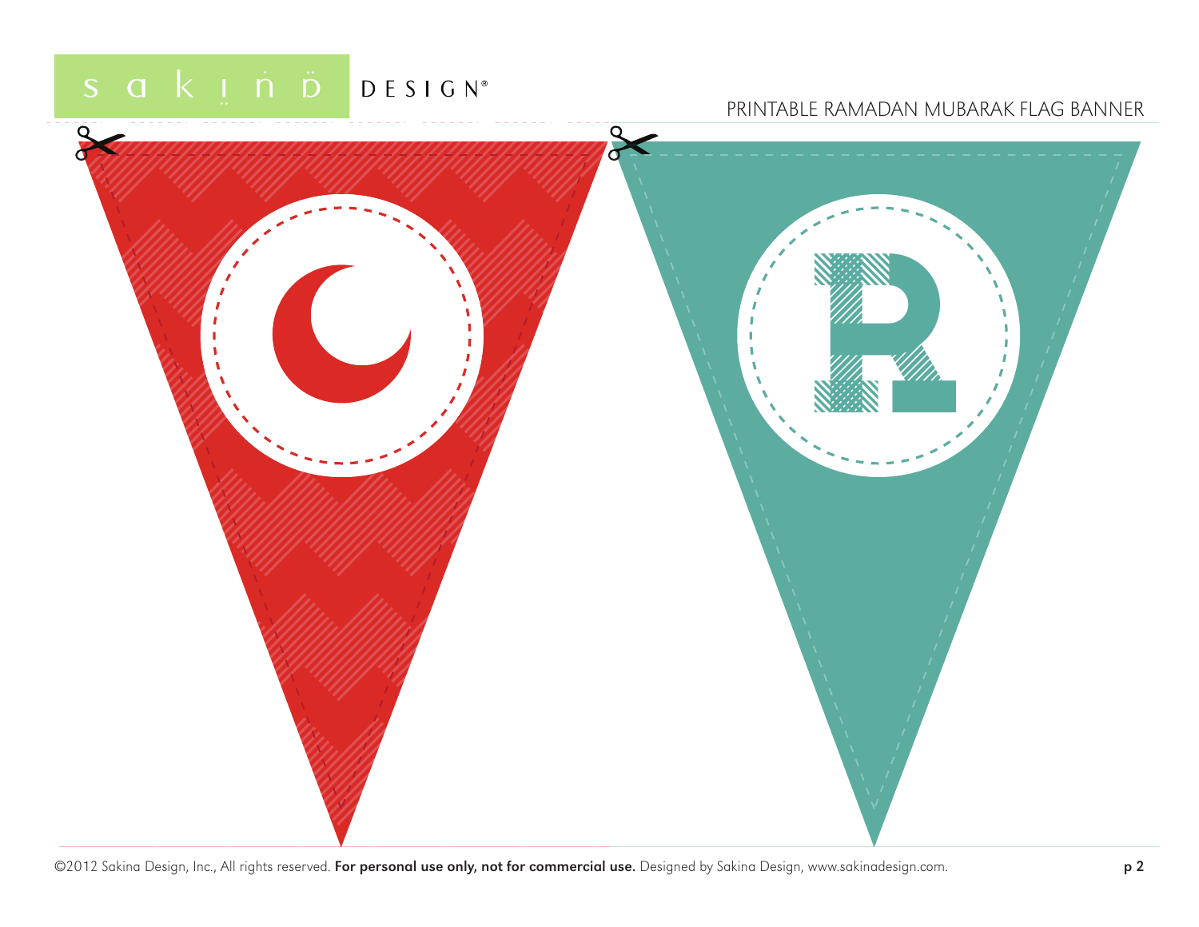PRINTABLE RAMADAN MUBARAK FLAG BANNER

R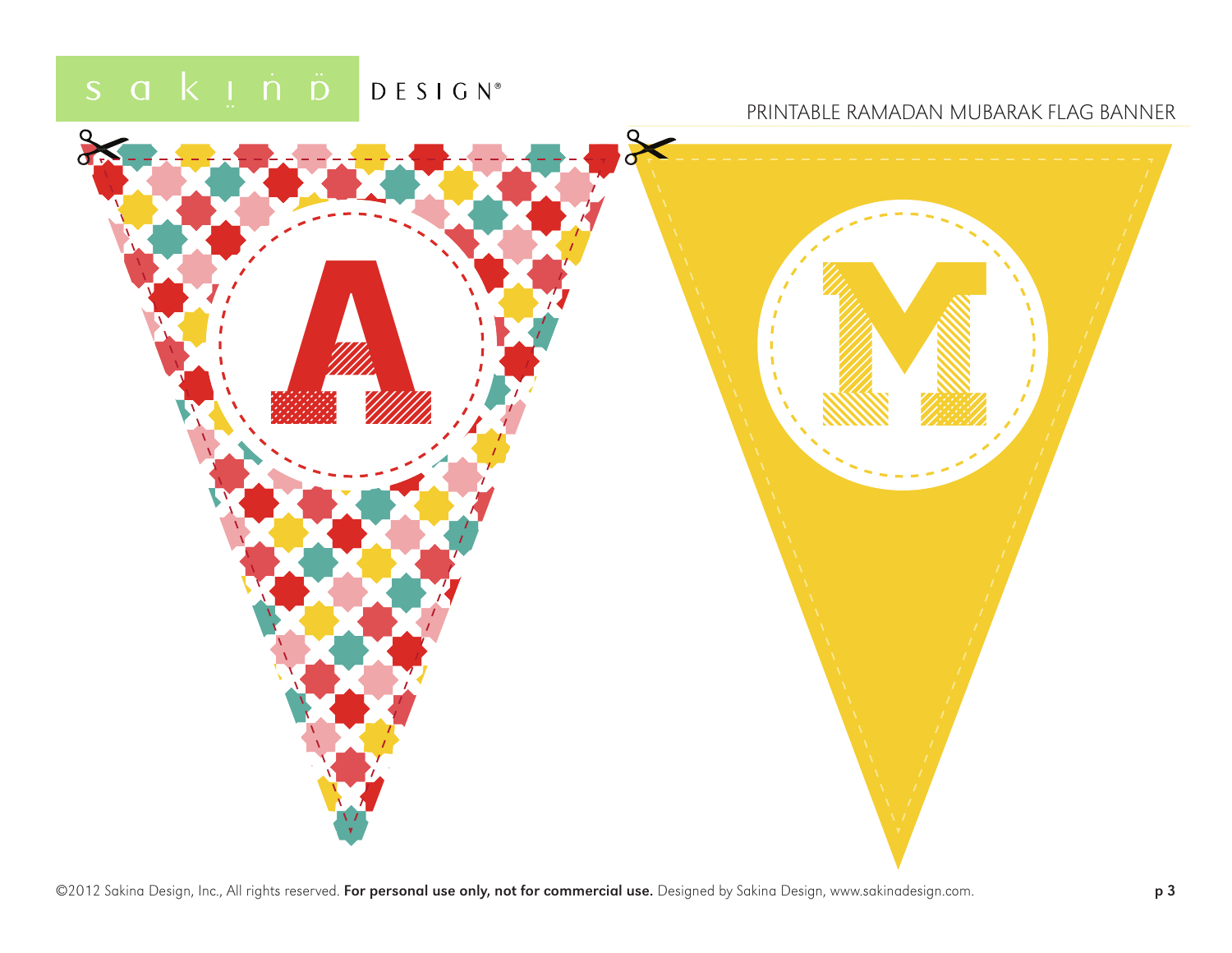sakinа DESIGN®

PRINTABLE RAMADAN MUBARAK FLAG BANNER

A

M

©2012 Sakina Design, Inc., All rights reserved. **For personal use only, not for commercial use.** Designed by Sakina Design, www.sakinadesign.com.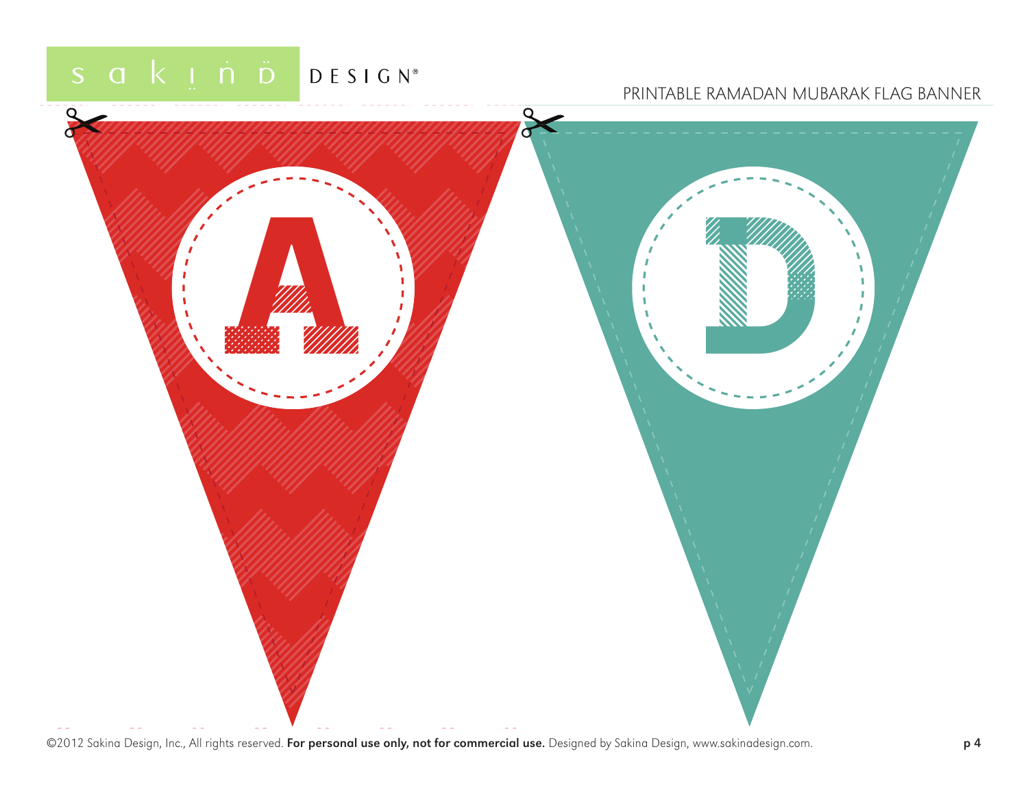A

D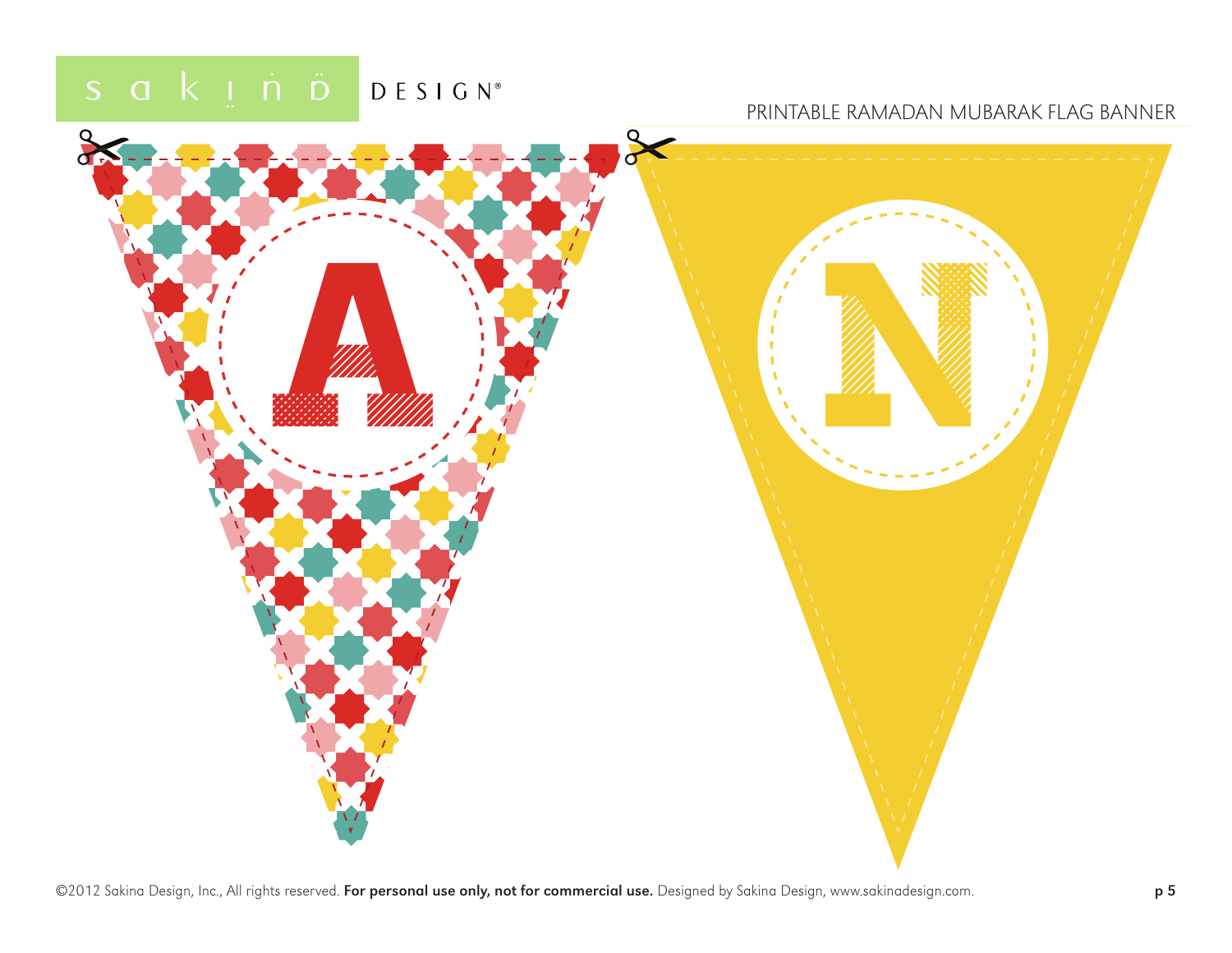A

N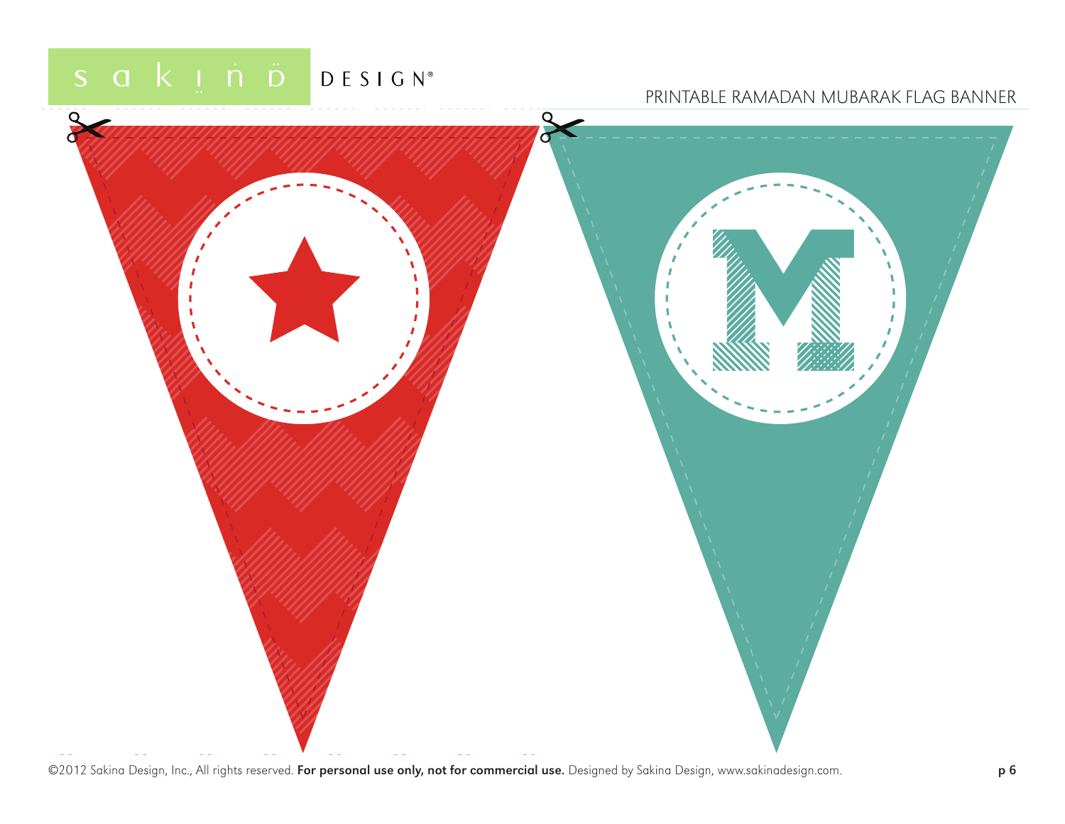M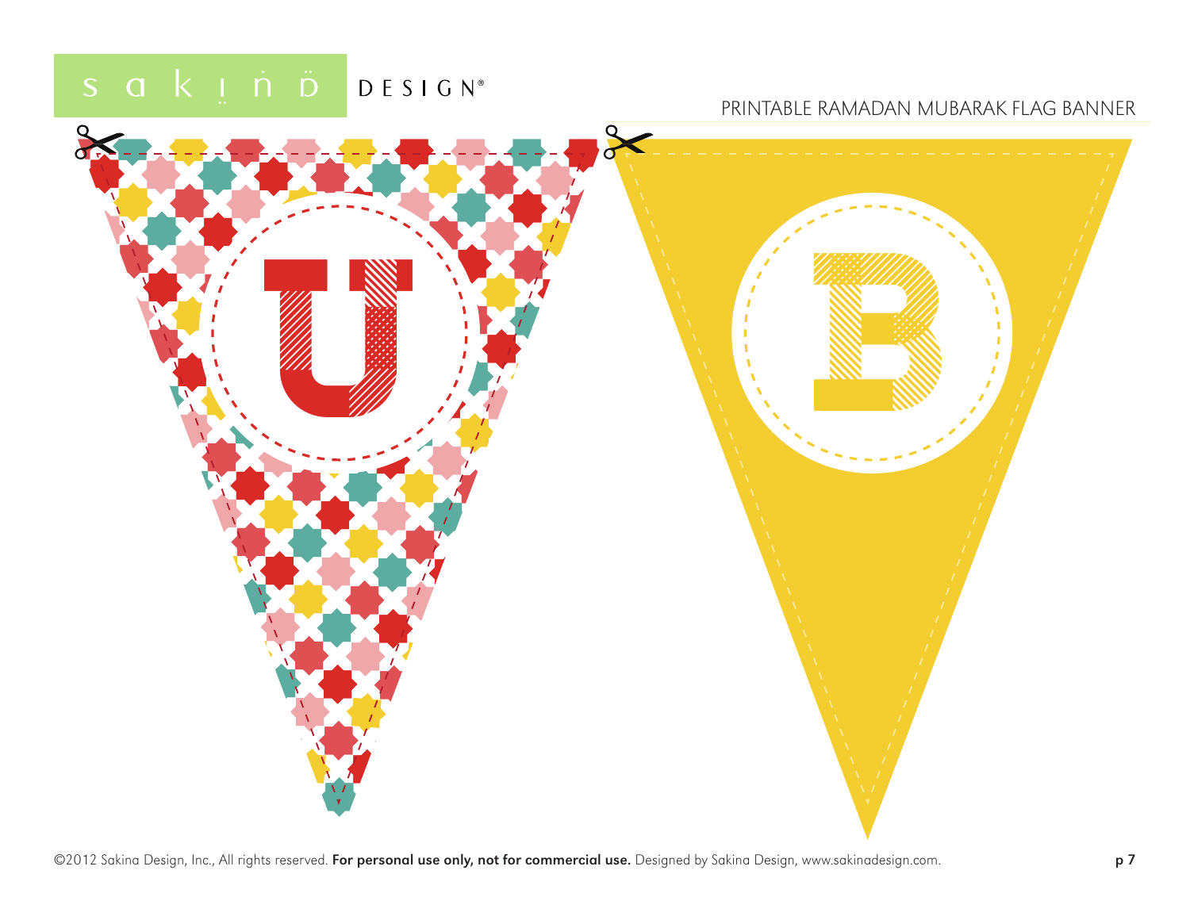PRINTABLE RAMADAN MUBARAK FLAG BANNER

U

B

©2012 Sakina Design, Inc., All rights reserved. **For personal use only, not for commercial use.** Designed by Sakina Design, www.sakinadesign.com.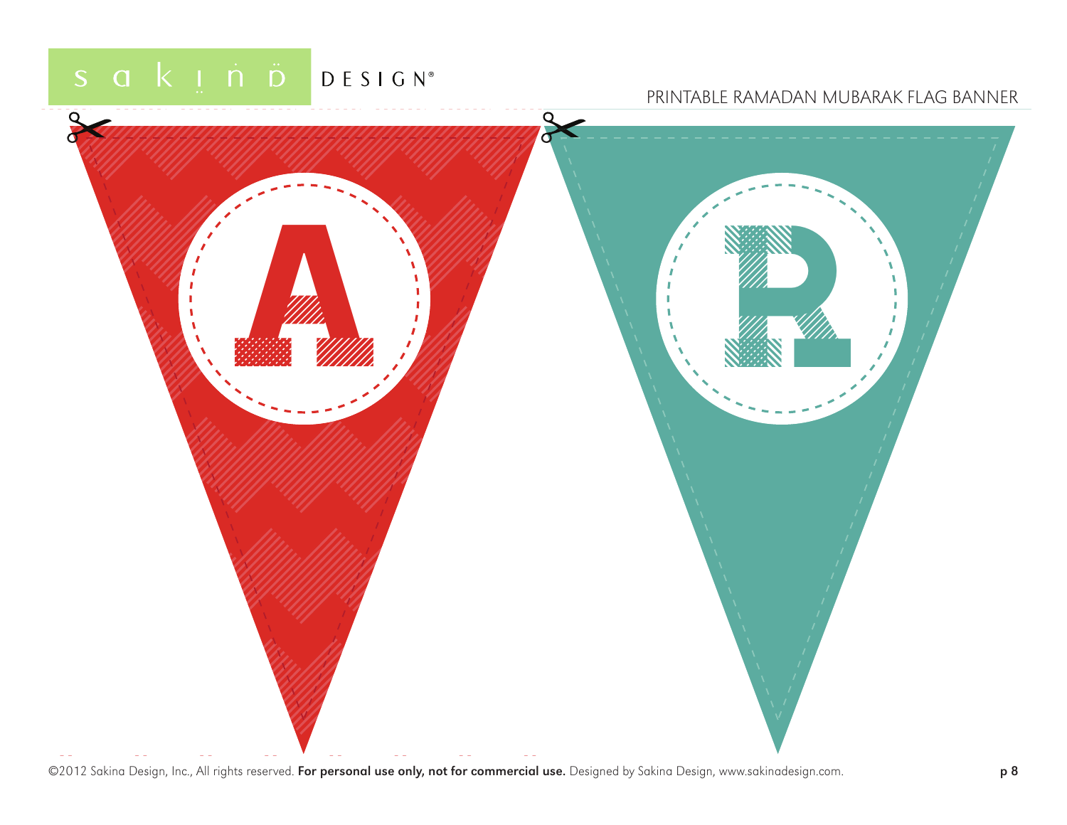PRINTABLE RAMADAN MUBARAK FLAG BANNER

A

R

©2012 Sakina Design, Inc., All rights reserved. **For personal use only, not for commercial use.** Designed by Sakina Design, www.sakinadesign.com.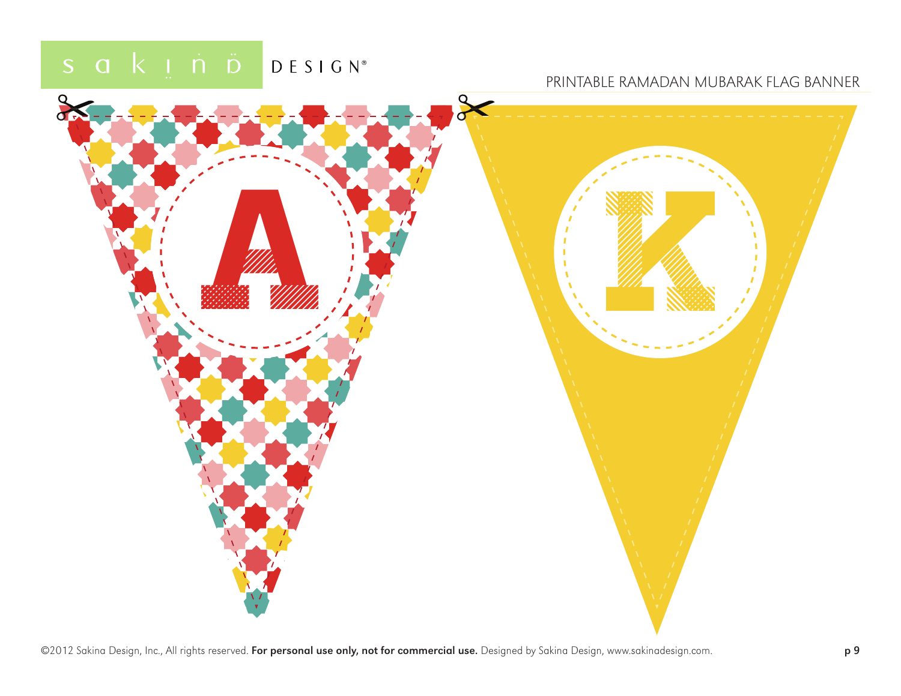PRINTABLE RAMADAN MUBARAK FLAG BANNER

A

K

©2012 Sakina Design, Inc., All rights reserved. **For personal use only, not for commercial use.** Designed by Sakina Design, www.sakinadesign.com.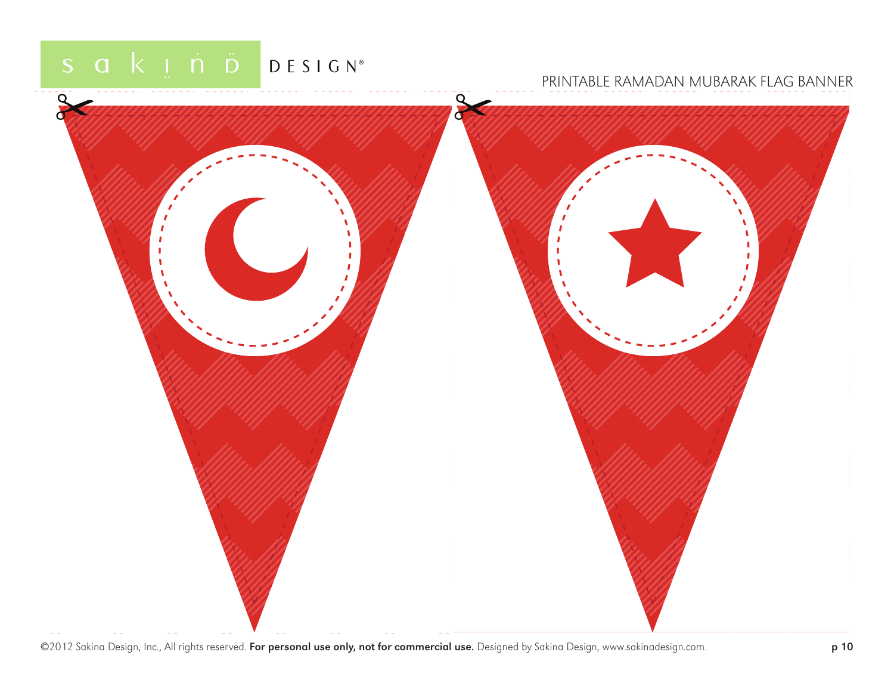sakinā DESIGN®

PRINTABLE RAMADAN MUBARAK FLAG BANNER

©2012 Sakina Design, Inc., All rights reserved. **For personal use only, not for commercial use.** Designed by Sakina Design, www.sakinadesign.com.